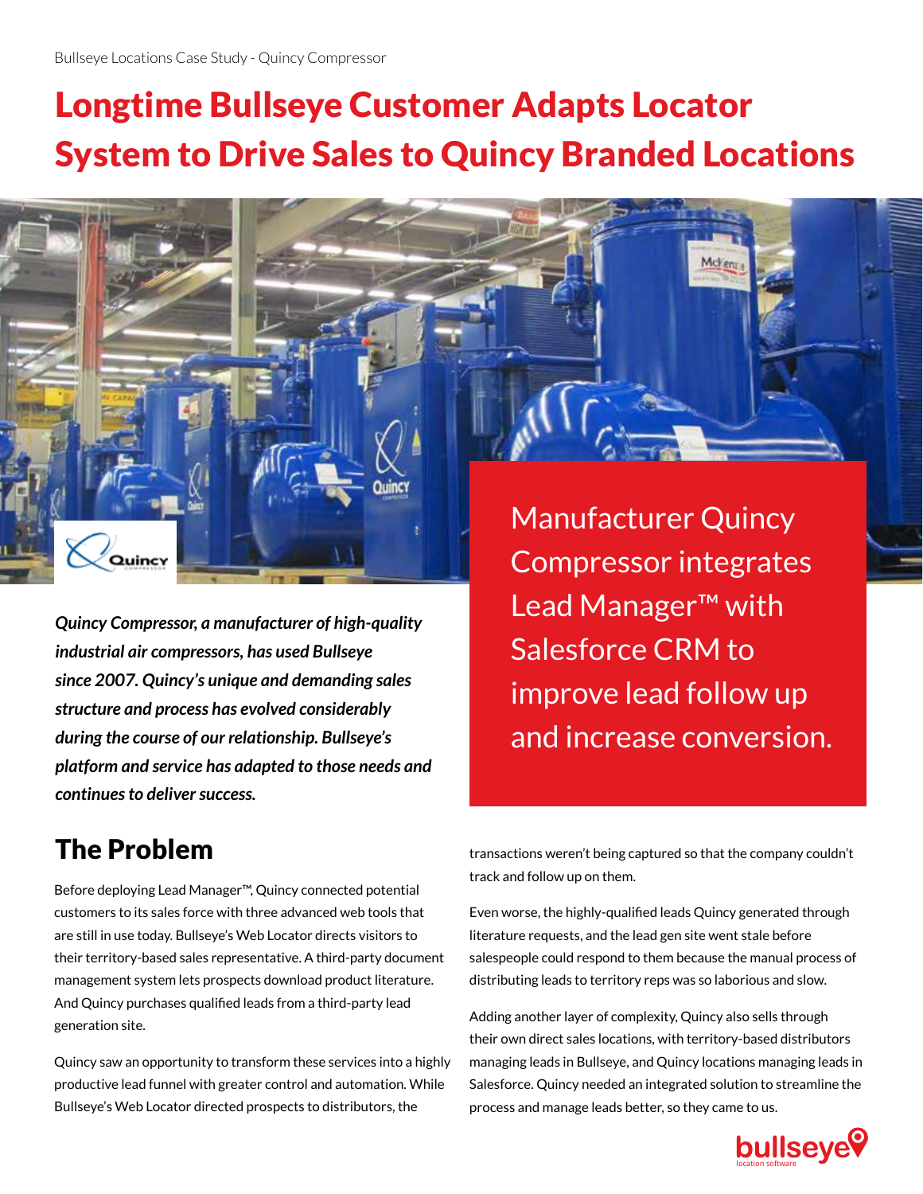# Longtime Bullseye Customer Adapts Locator System to Drive Sales to Quincy Branded Locations

Manufacturer Quincy Compressor integrates Lead Manager™ with Salesforce CRM to improve lead follow up and increase conversion.

***Quincy Compressor, a manufacturer of high-quality industrial air compressors, has used Bullseye since 2007. Quincy's unique and demanding sales structure and process has evolved considerably during the course of our relationship. Bullseye's platform and service has adapted to those needs and continues to deliver success.***

## The Problem

Before deploying Lead Manager™, Quincy connected potential customers to its sales force with three advanced web tools that are still in use today. Bullseye's Web Locator directs visitors to their territory-based sales representative. A third-party document management system lets prospects download product literature. And Quincy purchases qualified leads from a third-party lead generation site.

Quincy saw an opportunity to transform these services into a highly productive lead funnel with greater control and automation. While Bullseye's Web Locator directed prospects to distributors, the transactions weren't being captured so that the company couldn't track and follow up on them.

Even worse, the highly-qualified leads Quincy generated through literature requests, and the lead gen site went stale before salespeople could respond to them because the manual process of distributing leads to territory reps was so laborious and slow.

Adding another layer of complexity, Quincy also sells through their own direct sales locations, with territory-based distributors managing leads in Bullseye, and Quincy locations managing leads in Salesforce. Quincy needed an integrated solution to streamline the process and manage leads better, so they came to us.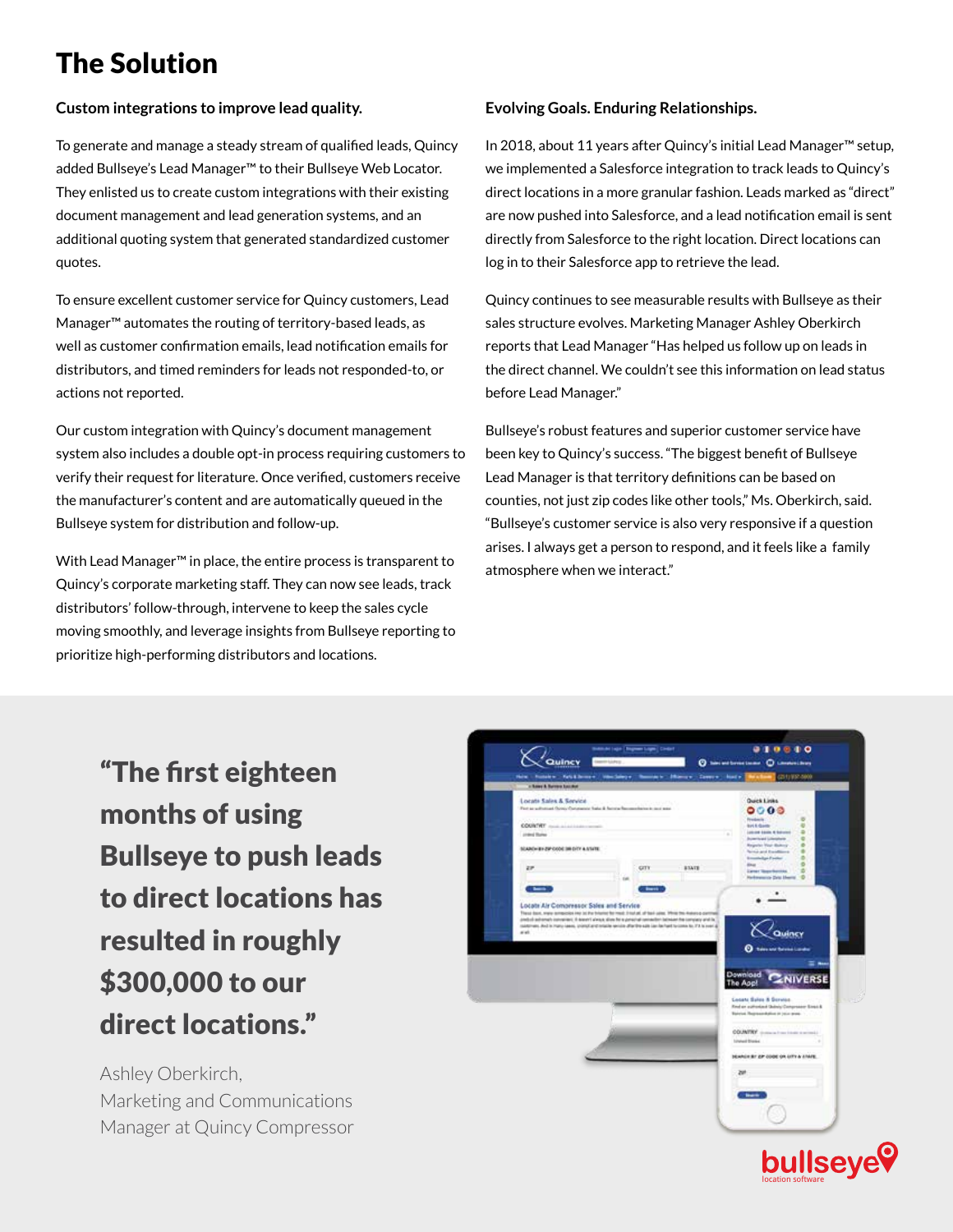# The Solution

### Custom integrations to improve lead quality.

To generate and manage a steady stream of qualified leads, Quincy added Bullseye's Lead Manager™ to their Bullseye Web Locator. They enlisted us to create custom integrations with their existing document management and lead generation systems, and an additional quoting system that generated standardized customer quotes.

To ensure excellent customer service for Quincy customers, Lead Manager™ automates the routing of territory-based leads, as well as customer confirmation emails, lead notification emails for distributors, and timed reminders for leads not responded-to, or actions not reported.

Our custom integration with Quincy's document management system also includes a double opt-in process requiring customers to verify their request for literature. Once verified, customers receive the manufacturer's content and are automatically queued in the Bullseye system for distribution and follow-up.

With Lead Manager™ in place, the entire process is transparent to Quincy's corporate marketing staff. They can now see leads, track distributors' follow-through, intervene to keep the sales cycle moving smoothly, and leverage insights from Bullseye reporting to prioritize high-performing distributors and locations.

### Evolving Goals. Enduring Relationships.

In 2018, about 11 years after Quincy's initial Lead Manager™ setup, we implemented a Salesforce integration to track leads to Quincy's direct locations in a more granular fashion. Leads marked as "direct" are now pushed into Salesforce, and a lead notification email is sent directly from Salesforce to the right location. Direct locations can log in to their Salesforce app to retrieve the lead.

Quincy continues to see measurable results with Bullseye as their sales structure evolves. Marketing Manager Ashley Oberkirch reports that Lead Manager "Has helped us follow up on leads in the direct channel. We couldn't see this information on lead status before Lead Manager."

Bullseye's robust features and superior customer service have been key to Quincy's success. "The biggest benefit of Bullseye Lead Manager is that territory definitions can be based on counties, not just zip codes like other tools," Ms. Oberkirch, said. "Bullseye's customer service is also very responsive if a question arises. I always get a person to respond, and it feels like a family atmosphere when we interact."

> **"The first eighteen months of using Bullseye to push leads to direct locations has resulted in roughly $300,000 to our direct locations."**
>
> Ashley Oberkirch,
> Marketing and Communications Manager at Quincy Compressor

bullseye location software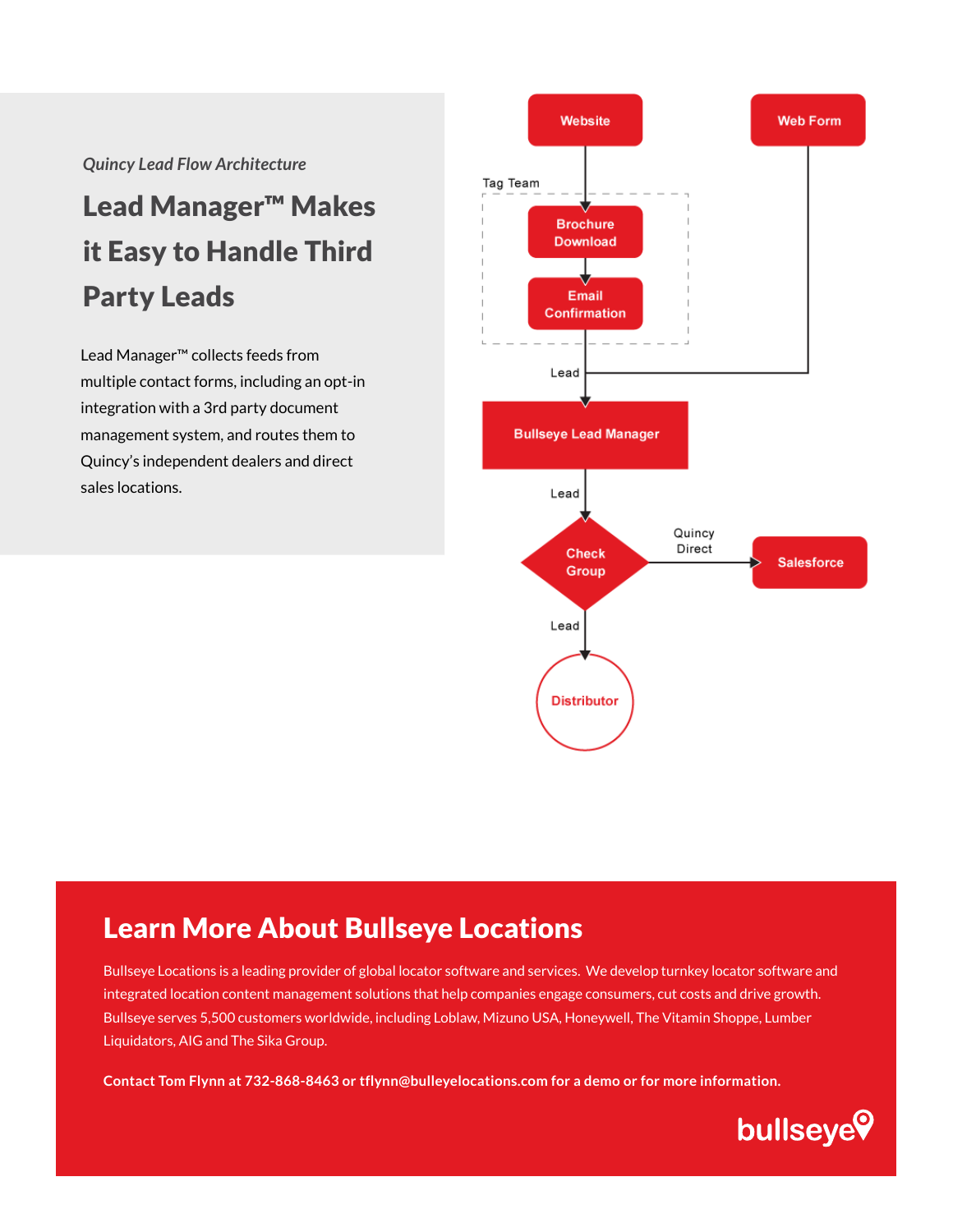*Quincy Lead Flow Architecture*

# Lead Manager™ Makes it Easy to Handle Third Party Leads

Lead Manager™ collects feeds from multiple contact forms, including an opt-in integration with a 3rd party document management system, and routes them to Quincy's independent dealers and direct sales locations.

Website

Web Form

Tag Team

Brochure Download

Email Confirmation

Lead

Bullseye Lead Manager

Lead

Check Group

Quincy Direct

Salesforce

Lead

Distributor

## Learn More About Bullseye Locations

Bullseye Locations is a leading provider of global locator software and services. We develop turnkey locator software and integrated location content management solutions that help companies engage consumers, cut costs and drive growth. Bullseye serves 5,500 customers worldwide, including Loblaw, Mizuno USA, Honeywell, The Vitamin Shoppe, Lumber Liquidators, AIG and The Sika Group.

**Contact Tom Flynn at 732-868-8463 or tflynn@bulleyelocations.com for a demo or for more information.**

bullseye